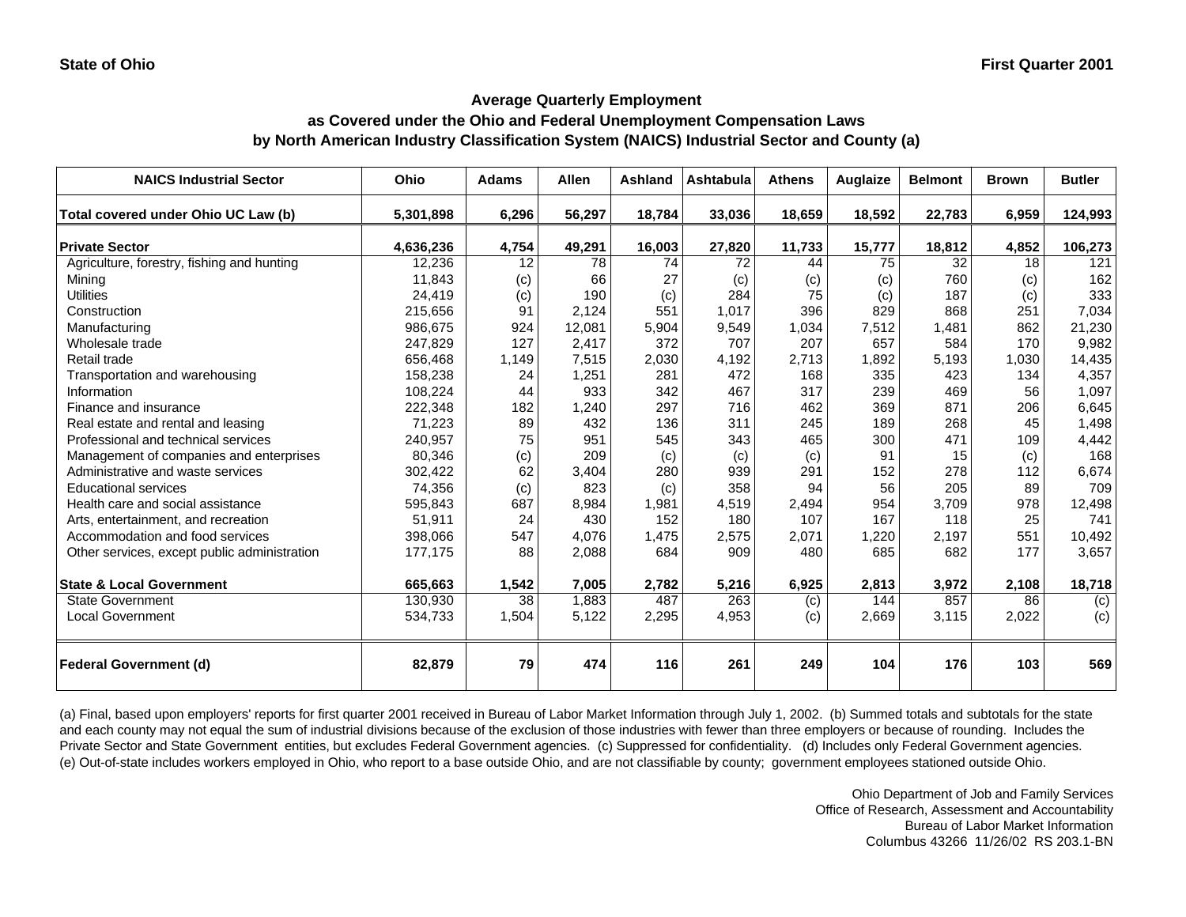State of Ohio

First Quarter 2001

## Average Quarterly Employment
## as Covered under the Ohio and Federal Unemployment Compensation Laws
## by North American Industry Classification System (NAICS) Industrial Sector and County (a)

| NAICS Industrial Sector | Ohio | Adams | Allen | Ashland | Ashtabula | Athens | Auglaize | Belmont | Brown | Butler |
|---|---|---|---|---|---|---|---|---|---|---|
| **Total covered under Ohio UC Law (b)** | **5,301,898** | **6,296** | **56,297** | **18,784** | **33,036** | **18,659** | **18,592** | **22,783** | **6,959** | **124,993** |
| **Private Sector** | **4,636,236** | **4,754** | **49,291** | **16,003** | **27,820** | **11,733** | **15,777** | **18,812** | **4,852** | **106,273** |
| Agriculture, forestry, fishing and hunting | 12,236 | 12 | 78 | 74 | 72 | 44 | 75 | 32 | 18 | 121 |
| Mining | 11,843 | (c) | 66 | 27 | (c) | (c) | (c) | 760 | (c) | 162 |
| Utilities | 24,419 | (c) | 190 | (c) | 284 | 75 | (c) | 187 | (c) | 333 |
| Construction | 215,656 | 91 | 2,124 | 551 | 1,017 | 396 | 829 | 868 | 251 | 7,034 |
| Manufacturing | 986,675 | 924 | 12,081 | 5,904 | 9,549 | 1,034 | 7,512 | 1,481 | 862 | 21,230 |
| Wholesale trade | 247,829 | 127 | 2,417 | 372 | 707 | 207 | 657 | 584 | 170 | 9,982 |
| Retail trade | 656,468 | 1,149 | 7,515 | 2,030 | 4,192 | 2,713 | 1,892 | 5,193 | 1,030 | 14,435 |
| Transportation and warehousing | 158,238 | 24 | 1,251 | 281 | 472 | 168 | 335 | 423 | 134 | 4,357 |
| Information | 108,224 | 44 | 933 | 342 | 467 | 317 | 239 | 469 | 56 | 1,097 |
| Finance and insurance | 222,348 | 182 | 1,240 | 297 | 716 | 462 | 369 | 871 | 206 | 6,645 |
| Real estate and rental and leasing | 71,223 | 89 | 432 | 136 | 311 | 245 | 189 | 268 | 45 | 1,498 |
| Professional and technical services | 240,957 | 75 | 951 | 545 | 343 | 465 | 300 | 471 | 109 | 4,442 |
| Management of companies and enterprises | 80,346 | (c) | 209 | (c) | (c) | (c) | 91 | 15 | (c) | 168 |
| Administrative and waste services | 302,422 | 62 | 3,404 | 280 | 939 | 291 | 152 | 278 | 112 | 6,674 |
| Educational services | 74,356 | (c) | 823 | (c) | 358 | 94 | 56 | 205 | 89 | 709 |
| Health care and social assistance | 595,843 | 687 | 8,984 | 1,981 | 4,519 | 2,494 | 954 | 3,709 | 978 | 12,498 |
| Arts, entertainment, and recreation | 51,911 | 24 | 430 | 152 | 180 | 107 | 167 | 118 | 25 | 741 |
| Accommodation and food services | 398,066 | 547 | 4,076 | 1,475 | 2,575 | 2,071 | 1,220 | 2,197 | 551 | 10,492 |
| Other services, except public administration | 177,175 | 88 | 2,088 | 684 | 909 | 480 | 685 | 682 | 177 | 3,657 |
| **State & Local Government** | **665,663** | **1,542** | **7,005** | **2,782** | **5,216** | **6,925** | **2,813** | **3,972** | **2,108** | **18,718** |
| State Government | 130,930 | 38 | 1,883 | 487 | 263 | (c) | 144 | 857 | 86 | (c) |
| Local Government | 534,733 | 1,504 | 5,122 | 2,295 | 4,953 | (c) | 2,669 | 3,115 | 2,022 | (c) |
| **Federal Government (d)** | **82,879** | **79** | **474** | **116** | **261** | **249** | **104** | **176** | **103** | **569** |

(a) Final, based upon employers' reports for first quarter 2001 received in Bureau of Labor Market Information through July 1, 2002. (b) Summed totals and subtotals for the state and each county may not equal the sum of industrial divisions because of the exclusion of those industries with fewer than three employers or because of rounding. Includes the Private Sector and State Government entities, but excludes Federal Government agencies. (c) Suppressed for confidentiality. (d) Includes only Federal Government agencies. (e) Out-of-state includes workers employed in Ohio, who report to a base outside Ohio, and are not classifiable by county; government employees stationed outside Ohio.

Ohio Department of Job and Family Services
Office of Research, Assessment and Accountability
Bureau of Labor Market Information
Columbus 43266 11/26/02 RS 203.1-BN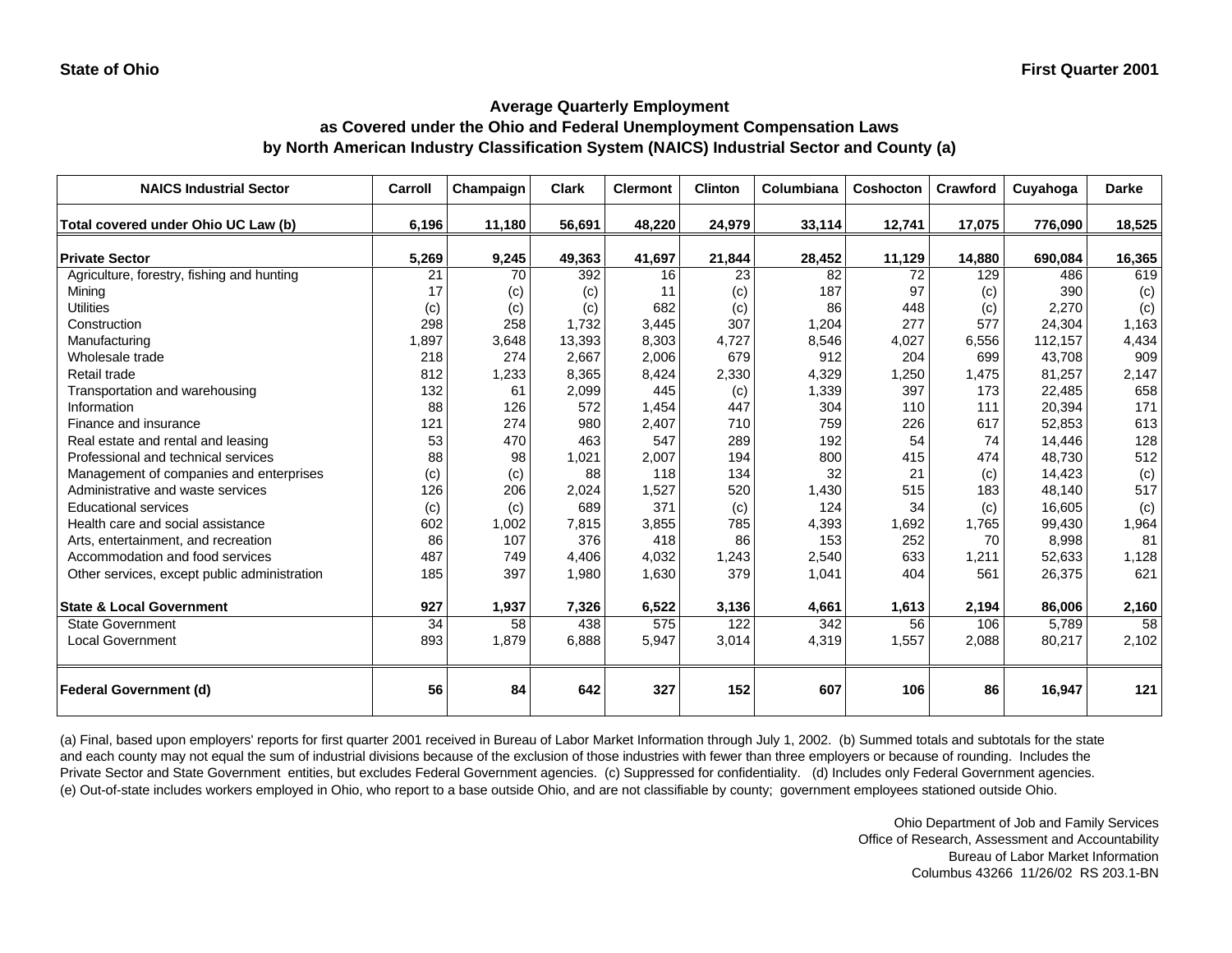State of Ohio | First Quarter 2001

## Average Quarterly Employment
## as Covered under the Ohio and Federal Unemployment Compensation Laws
## by North American Industry Classification System (NAICS) Industrial Sector and County (a)

| NAICS Industrial Sector | Carroll | Champaign | Clark | Clermont | Clinton | Columbiana | Coshocton | Crawford | Cuyahoga | Darke |
|---|---|---|---|---|---|---|---|---|---|---|
| **Total covered under Ohio UC Law (b)** | **6,196** | **11,180** | **56,691** | **48,220** | **24,979** | **33,114** | **12,741** | **17,075** | **776,090** | **18,525** |
| **Private Sector** | **5,269** | **9,245** | **49,363** | **41,697** | **21,844** | **28,452** | **11,129** | **14,880** | **690,084** | **16,365** |
| Agriculture, forestry, fishing and hunting | 21 | 70 | 392 | 16 | 23 | 82 | 72 | 129 | 486 | 619 |
| Mining | 17 | (c) | (c) | 11 | (c) | 187 | 97 | (c) | 390 | (c) |
| Utilities | (c) | (c) | (c) | 682 | (c) | 86 | 448 | (c) | 2,270 | (c) |
| Construction | 298 | 258 | 1,732 | 3,445 | 307 | 1,204 | 277 | 577 | 24,304 | 1,163 |
| Manufacturing | 1,897 | 3,648 | 13,393 | 8,303 | 4,727 | 8,546 | 4,027 | 6,556 | 112,157 | 4,434 |
| Wholesale trade | 218 | 274 | 2,667 | 2,006 | 679 | 912 | 204 | 699 | 43,708 | 909 |
| Retail trade | 812 | 1,233 | 8,365 | 8,424 | 2,330 | 4,329 | 1,250 | 1,475 | 81,257 | 2,147 |
| Transportation and warehousing | 132 | 61 | 2,099 | 445 | (c) | 1,339 | 397 | 173 | 22,485 | 658 |
| Information | 88 | 126 | 572 | 1,454 | 447 | 304 | 110 | 111 | 20,394 | 171 |
| Finance and insurance | 121 | 274 | 980 | 2,407 | 710 | 759 | 226 | 617 | 52,853 | 613 |
| Real estate and rental and leasing | 53 | 470 | 463 | 547 | 289 | 192 | 54 | 74 | 14,446 | 128 |
| Professional and technical services | 88 | 98 | 1,021 | 2,007 | 194 | 800 | 415 | 474 | 48,730 | 512 |
| Management of companies and enterprises | (c) | (c) | 88 | 118 | 134 | 32 | 21 | (c) | 14,423 | (c) |
| Administrative and waste services | 126 | 206 | 2,024 | 1,527 | 520 | 1,430 | 515 | 183 | 48,140 | 517 |
| Educational services | (c) | (c) | 689 | 371 | (c) | 124 | 34 | (c) | 16,605 | (c) |
| Health care and social assistance | 602 | 1,002 | 7,815 | 3,855 | 785 | 4,393 | 1,692 | 1,765 | 99,430 | 1,964 |
| Arts, entertainment, and recreation | 86 | 107 | 376 | 418 | 86 | 153 | 252 | 70 | 8,998 | 81 |
| Accommodation and food services | 487 | 749 | 4,406 | 4,032 | 1,243 | 2,540 | 633 | 1,211 | 52,633 | 1,128 |
| Other services, except public administration | 185 | 397 | 1,980 | 1,630 | 379 | 1,041 | 404 | 561 | 26,375 | 621 |
| **State & Local Government** | **927** | **1,937** | **7,326** | **6,522** | **3,136** | **4,661** | **1,613** | **2,194** | **86,006** | **2,160** |
| State Government | 34 | 58 | 438 | 575 | 122 | 342 | 56 | 106 | 5,789 | 58 |
| Local Government | 893 | 1,879 | 6,888 | 5,947 | 3,014 | 4,319 | 1,557 | 2,088 | 80,217 | 2,102 |
| **Federal Government (d)** | **56** | **84** | **642** | **327** | **152** | **607** | **106** | **86** | **16,947** | **121** |

(a) Final, based upon employers' reports for first quarter 2001 received in Bureau of Labor Market Information through July 1, 2002. (b) Summed totals and subtotals for the state and each county may not equal the sum of industrial divisions because of the exclusion of those industries with fewer than three employers or because of rounding. Includes the Private Sector and State Government entities, but excludes Federal Government agencies. (c) Suppressed for confidentiality. (d) Includes only Federal Government agencies. (e) Out-of-state includes workers employed in Ohio, who report to a base outside Ohio, and are not classifiable by county; government employees stationed outside Ohio.

Ohio Department of Job and Family Services
Office of Research, Assessment and Accountability
Bureau of Labor Market Information
Columbus 43266 11/26/02 RS 203.1-BN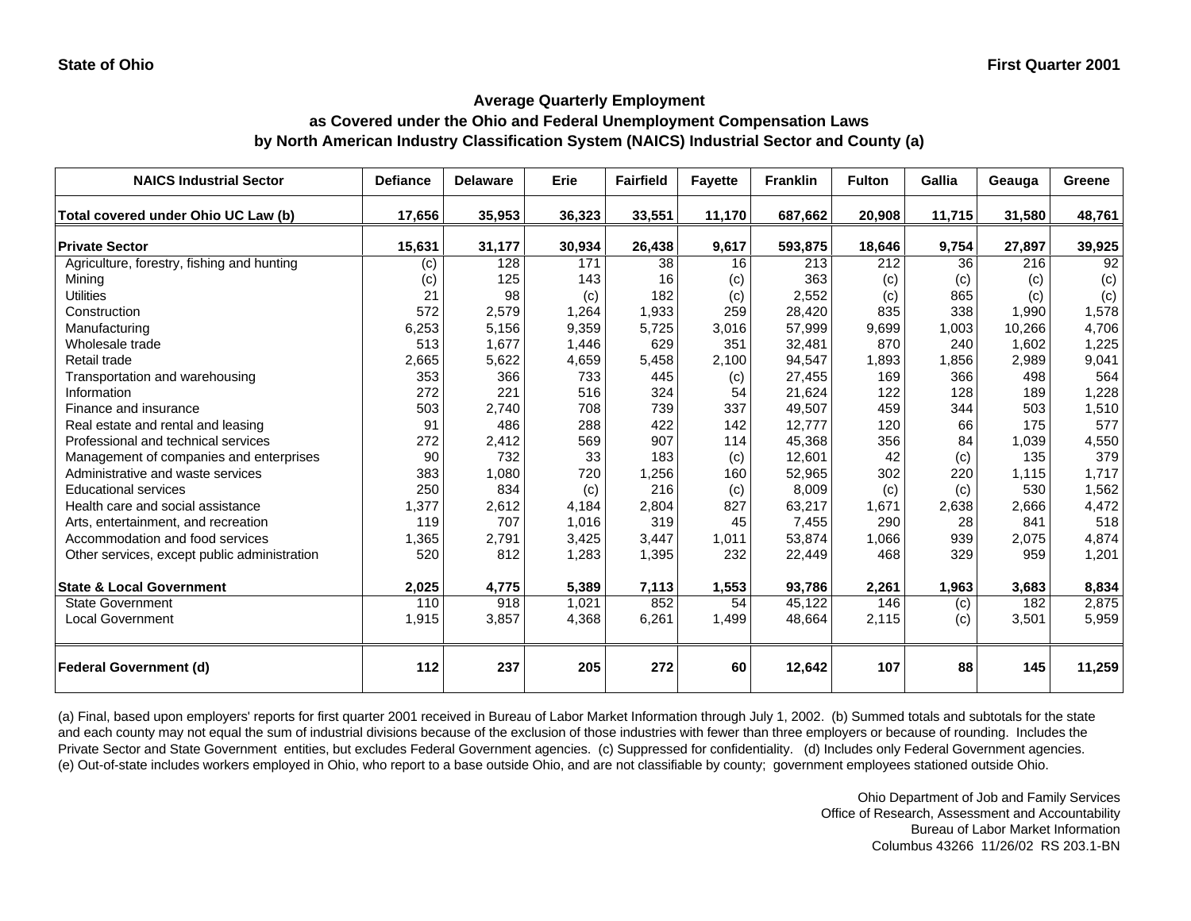State of Ohio

First Quarter 2001

## Average Quarterly Employment
## as Covered under the Ohio and Federal Unemployment Compensation Laws
## by North American Industry Classification System (NAICS) Industrial Sector and County (a)

| NAICS Industrial Sector | Defiance | Delaware | Erie | Fairfield | Fayette | Franklin | Fulton | Gallia | Geauga | Greene |
|---|---|---|---|---|---|---|---|---|---|---|
| **Total covered under Ohio UC Law (b)** | **17,656** | **35,953** | **36,323** | **33,551** | **11,170** | **687,662** | **20,908** | **11,715** | **31,580** | **48,761** |
| **Private Sector** | **15,631** | **31,177** | **30,934** | **26,438** | **9,617** | **593,875** | **18,646** | **9,754** | **27,897** | **39,925** |
| Agriculture, forestry, fishing and hunting | (c) | 128 | 171 | 38 | 16 | 213 | 212 | 36 | 216 | 92 |
| Mining | (c) | 125 | 143 | 16 | (c) | 363 | (c) | (c) | (c) | (c) |
| Utilities | 21 | 98 | (c) | 182 | (c) | 2,552 | (c) | 865 | (c) | (c) |
| Construction | 572 | 2,579 | 1,264 | 1,933 | 259 | 28,420 | 835 | 338 | 1,990 | 1,578 |
| Manufacturing | 6,253 | 5,156 | 9,359 | 5,725 | 3,016 | 57,999 | 9,699 | 1,003 | 10,266 | 4,706 |
| Wholesale trade | 513 | 1,677 | 1,446 | 629 | 351 | 32,481 | 870 | 240 | 1,602 | 1,225 |
| Retail trade | 2,665 | 5,622 | 4,659 | 5,458 | 2,100 | 94,547 | 1,893 | 1,856 | 2,989 | 9,041 |
| Transportation and warehousing | 353 | 366 | 733 | 445 | (c) | 27,455 | 169 | 366 | 498 | 564 |
| Information | 272 | 221 | 516 | 324 | 54 | 21,624 | 122 | 128 | 189 | 1,228 |
| Finance and insurance | 503 | 2,740 | 708 | 739 | 337 | 49,507 | 459 | 344 | 503 | 1,510 |
| Real estate and rental and leasing | 91 | 486 | 288 | 422 | 142 | 12,777 | 120 | 66 | 175 | 577 |
| Professional and technical services | 272 | 2,412 | 569 | 907 | 114 | 45,368 | 356 | 84 | 1,039 | 4,550 |
| Management of companies and enterprises | 90 | 732 | 33 | 183 | (c) | 12,601 | 42 | (c) | 135 | 379 |
| Administrative and waste services | 383 | 1,080 | 720 | 1,256 | 160 | 52,965 | 302 | 220 | 1,115 | 1,717 |
| Educational services | 250 | 834 | (c) | 216 | (c) | 8,009 | (c) | (c) | 530 | 1,562 |
| Health care and social assistance | 1,377 | 2,612 | 4,184 | 2,804 | 827 | 63,217 | 1,671 | 2,638 | 2,666 | 4,472 |
| Arts, entertainment, and recreation | 119 | 707 | 1,016 | 319 | 45 | 7,455 | 290 | 28 | 841 | 518 |
| Accommodation and food services | 1,365 | 2,791 | 3,425 | 3,447 | 1,011 | 53,874 | 1,066 | 939 | 2,075 | 4,874 |
| Other services, except public administration | 520 | 812 | 1,283 | 1,395 | 232 | 22,449 | 468 | 329 | 959 | 1,201 |
| **State & Local Government** | **2,025** | **4,775** | **5,389** | **7,113** | **1,553** | **93,786** | **2,261** | **1,963** | **3,683** | **8,834** |
| State Government | 110 | 918 | 1,021 | 852 | 54 | 45,122 | 146 | (c) | 182 | 2,875 |
| Local Government | 1,915 | 3,857 | 4,368 | 6,261 | 1,499 | 48,664 | 2,115 | (c) | 3,501 | 5,959 |
| **Federal Government (d)** | **112** | **237** | **205** | **272** | **60** | **12,642** | **107** | **88** | **145** | **11,259** |

(a) Final, based upon employers' reports for first quarter 2001 received in Bureau of Labor Market Information through July 1, 2002. (b) Summed totals and subtotals for the state and each county may not equal the sum of industrial divisions because of the exclusion of those industries with fewer than three employers or because of rounding. Includes the Private Sector and State Government entities, but excludes Federal Government agencies. (c) Suppressed for confidentiality. (d) Includes only Federal Government agencies. (e) Out-of-state includes workers employed in Ohio, who report to a base outside Ohio, and are not classifiable by county; government employees stationed outside Ohio.

Ohio Department of Job and Family Services
Office of Research, Assessment and Accountability
Bureau of Labor Market Information
Columbus 43266 11/26/02 RS 203.1-BN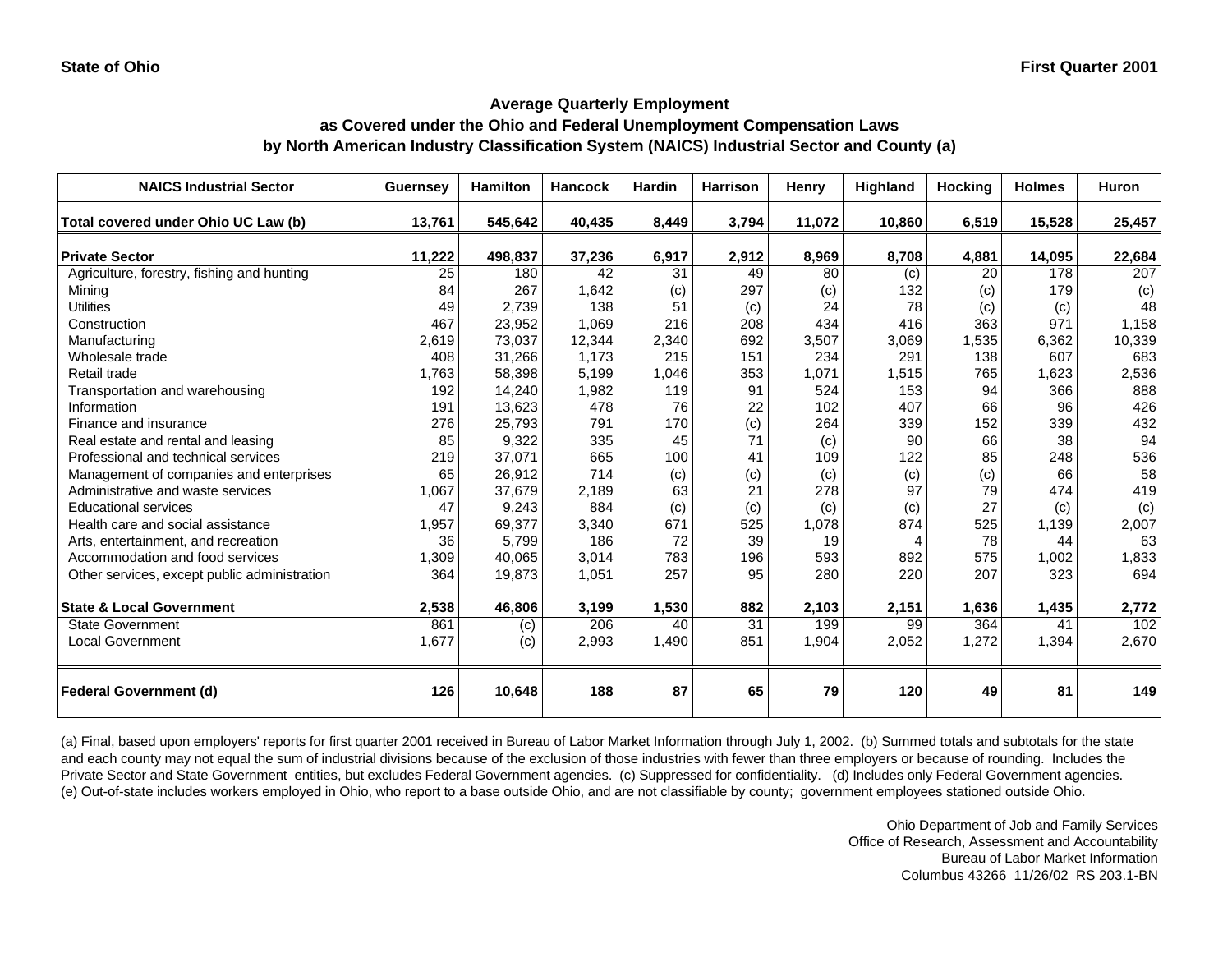State of Ohio | First Quarter 2001

## Average Quarterly Employment
## as Covered under the Ohio and Federal Unemployment Compensation Laws
## by North American Industry Classification System (NAICS) Industrial Sector and County (a)

| NAICS Industrial Sector | Guernsey | Hamilton | Hancock | Hardin | Harrison | Henry | Highland | Hocking | Holmes | Huron |
|---|---|---|---|---|---|---|---|---|---|---|
| **Total covered under Ohio UC Law (b)** | **13,761** | **545,642** | **40,435** | **8,449** | **3,794** | **11,072** | **10,860** | **6,519** | **15,528** | **25,457** |
| **Private Sector** | **11,222** | **498,837** | **37,236** | **6,917** | **2,912** | **8,969** | **8,708** | **4,881** | **14,095** | **22,684** |
| Agriculture, forestry, fishing and hunting | 25 | 180 | 42 | 31 | 49 | 80 | (c) | 20 | 178 | 207 |
| Mining | 84 | 267 | 1,642 | (c) | 297 | (c) | 132 | (c) | 179 | (c) |
| Utilities | 49 | 2,739 | 138 | 51 | (c) | 24 | 78 | (c) | (c) | 48 |
| Construction | 467 | 23,952 | 1,069 | 216 | 208 | 434 | 416 | 363 | 971 | 1,158 |
| Manufacturing | 2,619 | 73,037 | 12,344 | 2,340 | 692 | 3,507 | 3,069 | 1,535 | 6,362 | 10,339 |
| Wholesale trade | 408 | 31,266 | 1,173 | 215 | 151 | 234 | 291 | 138 | 607 | 683 |
| Retail trade | 1,763 | 58,398 | 5,199 | 1,046 | 353 | 1,071 | 1,515 | 765 | 1,623 | 2,536 |
| Transportation and warehousing | 192 | 14,240 | 1,982 | 119 | 91 | 524 | 153 | 94 | 366 | 888 |
| Information | 191 | 13,623 | 478 | 76 | 22 | 102 | 407 | 66 | 96 | 426 |
| Finance and insurance | 276 | 25,793 | 791 | 170 | (c) | 264 | 339 | 152 | 339 | 432 |
| Real estate and rental and leasing | 85 | 9,322 | 335 | 45 | 71 | (c) | 90 | 66 | 38 | 94 |
| Professional and technical services | 219 | 37,071 | 665 | 100 | 41 | 109 | 122 | 85 | 248 | 536 |
| Management of companies and enterprises | 65 | 26,912 | 714 | (c) | (c) | (c) | (c) | (c) | 66 | 58 |
| Administrative and waste services | 1,067 | 37,679 | 2,189 | 63 | 21 | 278 | 97 | 79 | 474 | 419 |
| Educational services | 47 | 9,243 | 884 | (c) | (c) | (c) | (c) | 27 | (c) | (c) |
| Health care and social assistance | 1,957 | 69,377 | 3,340 | 671 | 525 | 1,078 | 874 | 525 | 1,139 | 2,007 |
| Arts, entertainment, and recreation | 36 | 5,799 | 186 | 72 | 39 | 19 | 4 | 78 | 44 | 63 |
| Accommodation and food services | 1,309 | 40,065 | 3,014 | 783 | 196 | 593 | 892 | 575 | 1,002 | 1,833 |
| Other services, except public administration | 364 | 19,873 | 1,051 | 257 | 95 | 280 | 220 | 207 | 323 | 694 |
| **State & Local Government** | **2,538** | **46,806** | **3,199** | **1,530** | **882** | **2,103** | **2,151** | **1,636** | **1,435** | **2,772** |
| State Government | 861 | (c) | 206 | 40 | 31 | 199 | 99 | 364 | 41 | 102 |
| Local Government | 1,677 | (c) | 2,993 | 1,490 | 851 | 1,904 | 2,052 | 1,272 | 1,394 | 2,670 |
| **Federal Government (d)** | **126** | **10,648** | **188** | **87** | **65** | **79** | **120** | **49** | **81** | **149** |

(a) Final, based upon employers' reports for first quarter 2001 received in Bureau of Labor Market Information through July 1, 2002. (b) Summed totals and subtotals for the state and each county may not equal the sum of industrial divisions because of the exclusion of those industries with fewer than three employers or because of rounding. Includes the Private Sector and State Government entities, but excludes Federal Government agencies. (c) Suppressed for confidentiality. (d) Includes only Federal Government agencies. (e) Out-of-state includes workers employed in Ohio, who report to a base outside Ohio, and are not classifiable by county; government employees stationed outside Ohio.

Ohio Department of Job and Family Services
Office of Research, Assessment and Accountability
Bureau of Labor Market Information
Columbus 43266 11/26/02 RS 203.1-BN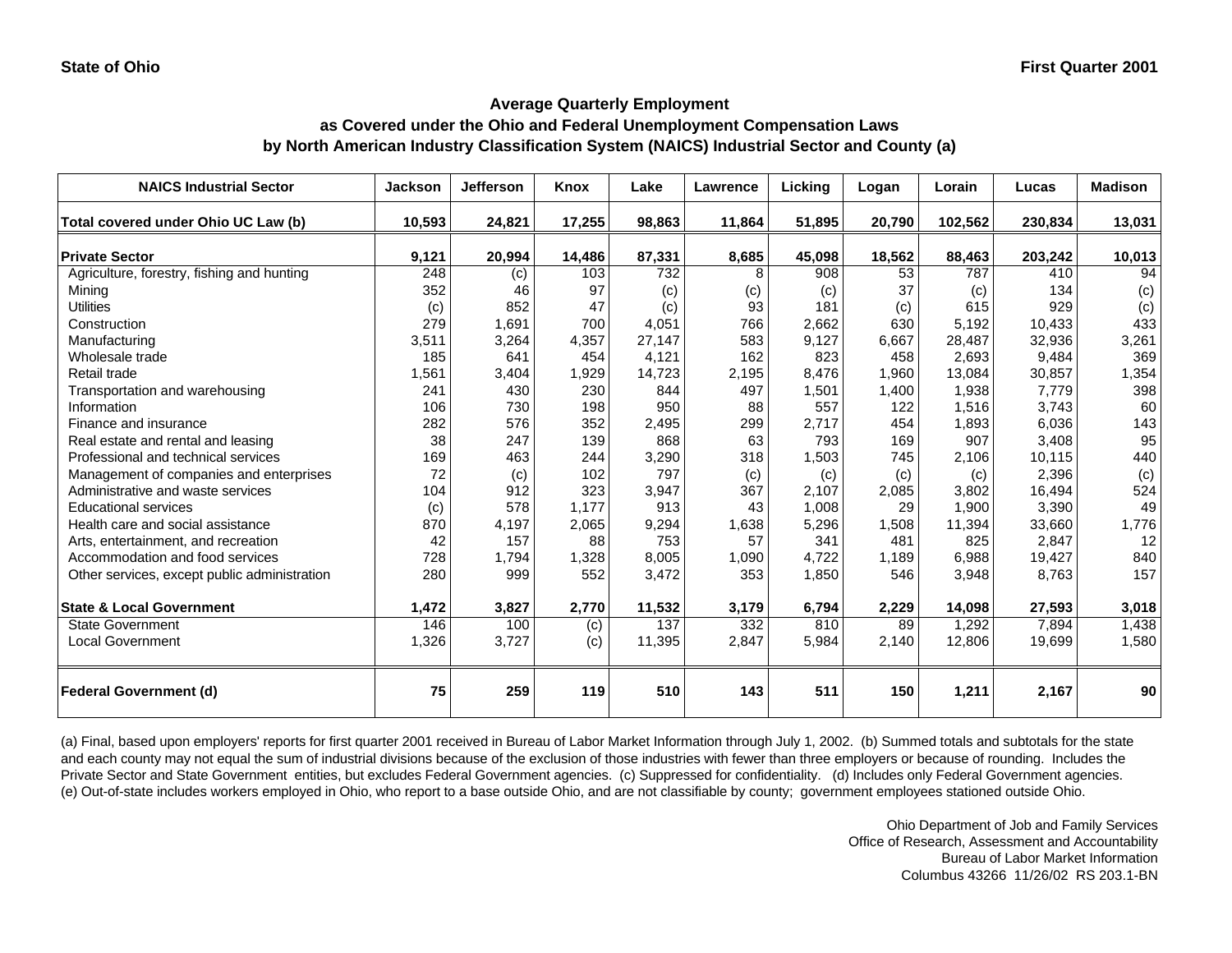State of Ohio First Quarter 2001

## Average Quarterly Employment
## as Covered under the Ohio and Federal Unemployment Compensation Laws
## by North American Industry Classification System (NAICS) Industrial Sector and County (a)

| NAICS Industrial Sector | Jackson | Jefferson | Knox | Lake | Lawrence | Licking | Logan | Lorain | Lucas | Madison |
|---|---|---|---|---|---|---|---|---|---|---|
| **Total covered under Ohio UC Law (b)** | **10,593** | **24,821** | **17,255** | **98,863** | **11,864** | **51,895** | **20,790** | **102,562** | **230,834** | **13,031** |
| **Private Sector** | **9,121** | **20,994** | **14,486** | **87,331** | **8,685** | **45,098** | **18,562** | **88,463** | **203,242** | **10,013** |
| Agriculture, forestry, fishing and hunting | 248 | (c) | 103 | 732 | 8 | 908 | 53 | 787 | 410 | 94 |
| Mining | 352 | 46 | 97 | (c) | (c) | (c) | 37 | (c) | 134 | (c) |
| Utilities | (c) | 852 | 47 | (c) | 93 | 181 | (c) | 615 | 929 | (c) |
| Construction | 279 | 1,691 | 700 | 4,051 | 766 | 2,662 | 630 | 5,192 | 10,433 | 433 |
| Manufacturing | 3,511 | 3,264 | 4,357 | 27,147 | 583 | 9,127 | 6,667 | 28,487 | 32,936 | 3,261 |
| Wholesale trade | 185 | 641 | 454 | 4,121 | 162 | 823 | 458 | 2,693 | 9,484 | 369 |
| Retail trade | 1,561 | 3,404 | 1,929 | 14,723 | 2,195 | 8,476 | 1,960 | 13,084 | 30,857 | 1,354 |
| Transportation and warehousing | 241 | 430 | 230 | 844 | 497 | 1,501 | 1,400 | 1,938 | 7,779 | 398 |
| Information | 106 | 730 | 198 | 950 | 88 | 557 | 122 | 1,516 | 3,743 | 60 |
| Finance and insurance | 282 | 576 | 352 | 2,495 | 299 | 2,717 | 454 | 1,893 | 6,036 | 143 |
| Real estate and rental and leasing | 38 | 247 | 139 | 868 | 63 | 793 | 169 | 907 | 3,408 | 95 |
| Professional and technical services | 169 | 463 | 244 | 3,290 | 318 | 1,503 | 745 | 2,106 | 10,115 | 440 |
| Management of companies and enterprises | 72 | (c) | 102 | 797 | (c) | (c) | (c) | (c) | 2,396 | (c) |
| Administrative and waste services | 104 | 912 | 323 | 3,947 | 367 | 2,107 | 2,085 | 3,802 | 16,494 | 524 |
| Educational services | (c) | 578 | 1,177 | 913 | 43 | 1,008 | 29 | 1,900 | 3,390 | 49 |
| Health care and social assistance | 870 | 4,197 | 2,065 | 9,294 | 1,638 | 5,296 | 1,508 | 11,394 | 33,660 | 1,776 |
| Arts, entertainment, and recreation | 42 | 157 | 88 | 753 | 57 | 341 | 481 | 825 | 2,847 | 12 |
| Accommodation and food services | 728 | 1,794 | 1,328 | 8,005 | 1,090 | 4,722 | 1,189 | 6,988 | 19,427 | 840 |
| Other services, except public administration | 280 | 999 | 552 | 3,472 | 353 | 1,850 | 546 | 3,948 | 8,763 | 157 |
| **State & Local Government** | **1,472** | **3,827** | **2,770** | **11,532** | **3,179** | **6,794** | **2,229** | **14,098** | **27,593** | **3,018** |
| State Government | 146 | 100 | (c) | 137 | 332 | 810 | 89 | 1,292 | 7,894 | 1,438 |
| Local Government | 1,326 | 3,727 | (c) | 11,395 | 2,847 | 5,984 | 2,140 | 12,806 | 19,699 | 1,580 |
| **Federal Government (d)** | **75** | **259** | **119** | **510** | **143** | **511** | **150** | **1,211** | **2,167** | **90** |

(a) Final, based upon employers' reports for first quarter 2001 received in Bureau of Labor Market Information through July 1, 2002. (b) Summed totals and subtotals for the state and each county may not equal the sum of industrial divisions because of the exclusion of those industries with fewer than three employers or because of rounding. Includes the Private Sector and State Government entities, but excludes Federal Government agencies. (c) Suppressed for confidentiality. (d) Includes only Federal Government agencies. (e) Out-of-state includes workers employed in Ohio, who report to a base outside Ohio, and are not classifiable by county; government employees stationed outside Ohio.

Ohio Department of Job and Family Services
Office of Research, Assessment and Accountability
Bureau of Labor Market Information
Columbus 43266 11/26/02 RS 203.1-BN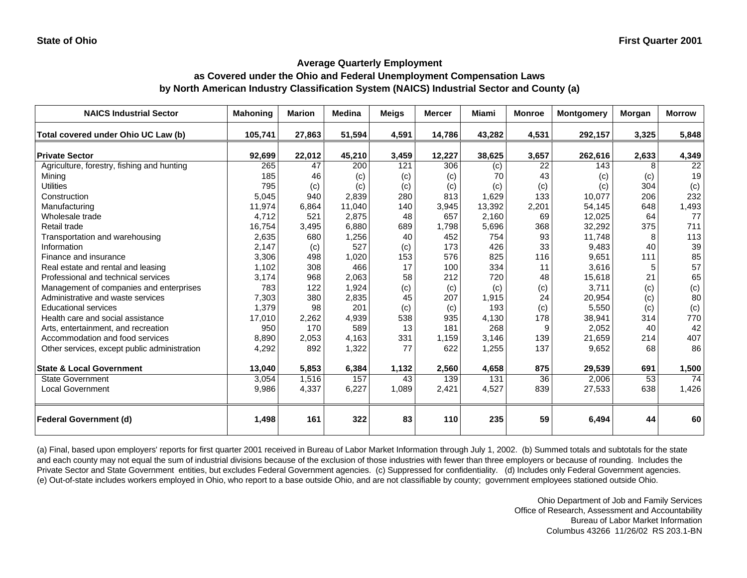State of Ohio

First Quarter 2001

## Average Quarterly Employment as Covered under the Ohio and Federal Unemployment Compensation Laws by North American Industry Classification System (NAICS) Industrial Sector and County (a)

| NAICS Industrial Sector | Mahoning | Marion | Medina | Meigs | Mercer | Miami | Monroe | Montgomery | Morgan | Morrow |
|---|---|---|---|---|---|---|---|---|---|---|
| Total covered under Ohio UC Law (b) | 105,741 | 27,863 | 51,594 | 4,591 | 14,786 | 43,282 | 4,531 | 292,157 | 3,325 | 5,848 |
| **Private Sector** | **92,699** | **22,012** | **45,210** | **3,459** | **12,227** | **38,625** | **3,657** | **262,616** | **2,633** | **4,349** |
| Agriculture, forestry, fishing and hunting | 265 | 47 | 200 | 121 | 306 | (c) | 22 | 143 | 8 | 22 |
| Mining | 185 | 46 | (c) | (c) | (c) | 70 | 43 | (c) | (c) | 19 |
| Utilities | 795 | (c) | (c) | (c) | (c) | (c) | (c) | (c) | 304 | (c) |
| Construction | 5,045 | 940 | 2,839 | 280 | 813 | 1,629 | 133 | 10,077 | 206 | 232 |
| Manufacturing | 11,974 | 6,864 | 11,040 | 140 | 3,945 | 13,392 | 2,201 | 54,145 | 648 | 1,493 |
| Wholesale trade | 4,712 | 521 | 2,875 | 48 | 657 | 2,160 | 69 | 12,025 | 64 | 77 |
| Retail trade | 16,754 | 3,495 | 6,880 | 689 | 1,798 | 5,696 | 368 | 32,292 | 375 | 711 |
| Transportation and warehousing | 2,635 | 680 | 1,256 | 40 | 452 | 754 | 93 | 11,748 | 8 | 113 |
| Information | 2,147 | (c) | 527 | (c) | 173 | 426 | 33 | 9,483 | 40 | 39 |
| Finance and insurance | 3,306 | 498 | 1,020 | 153 | 576 | 825 | 116 | 9,651 | 111 | 85 |
| Real estate and rental and leasing | 1,102 | 308 | 466 | 17 | 100 | 334 | 11 | 3,616 | 5 | 57 |
| Professional and technical services | 3,174 | 968 | 2,063 | 58 | 212 | 720 | 48 | 15,618 | 21 | 65 |
| Management of companies and enterprises | 783 | 122 | 1,924 | (c) | (c) | (c) | (c) | 3,711 | (c) | (c) |
| Administrative and waste services | 7,303 | 380 | 2,835 | 45 | 207 | 1,915 | 24 | 20,954 | (c) | 80 |
| Educational services | 1,379 | 98 | 201 | (c) | (c) | 193 | (c) | 5,550 | (c) | (c) |
| Health care and social assistance | 17,010 | 2,262 | 4,939 | 538 | 935 | 4,130 | 178 | 38,941 | 314 | 770 |
| Arts, entertainment, and recreation | 950 | 170 | 589 | 13 | 181 | 268 | 9 | 2,052 | 40 | 42 |
| Accommodation and food services | 8,890 | 2,053 | 4,163 | 331 | 1,159 | 3,146 | 139 | 21,659 | 214 | 407 |
| Other services, except public administration | 4,292 | 892 | 1,322 | 77 | 622 | 1,255 | 137 | 9,652 | 68 | 86 |
| **State & Local Government** | **13,040** | **5,853** | **6,384** | **1,132** | **2,560** | **4,658** | **875** | **29,539** | **691** | **1,500** |
| State Government | 3,054 | 1,516 | 157 | 43 | 139 | 131 | 36 | 2,006 | 53 | 74 |
| Local Government | 9,986 | 4,337 | 6,227 | 1,089 | 2,421 | 4,527 | 839 | 27,533 | 638 | 1,426 |
| **Federal Government (d)** | **1,498** | **161** | **322** | **83** | **110** | **235** | **59** | **6,494** | **44** | **60** |

(a) Final, based upon employers' reports for first quarter 2001 received in Bureau of Labor Market Information through July 1, 2002. (b) Summed totals and subtotals for the state and each county may not equal the sum of industrial divisions because of the exclusion of those industries with fewer than three employers or because of rounding. Includes the Private Sector and State Government entities, but excludes Federal Government agencies. (c) Suppressed for confidentiality. (d) Includes only Federal Government agencies. (e) Out-of-state includes workers employed in Ohio, who report to a base outside Ohio, and are not classifiable by county; government employees stationed outside Ohio.

Ohio Department of Job and Family Services
Office of Research, Assessment and Accountability
Bureau of Labor Market Information
Columbus 43266 11/26/02 RS 203.1-BN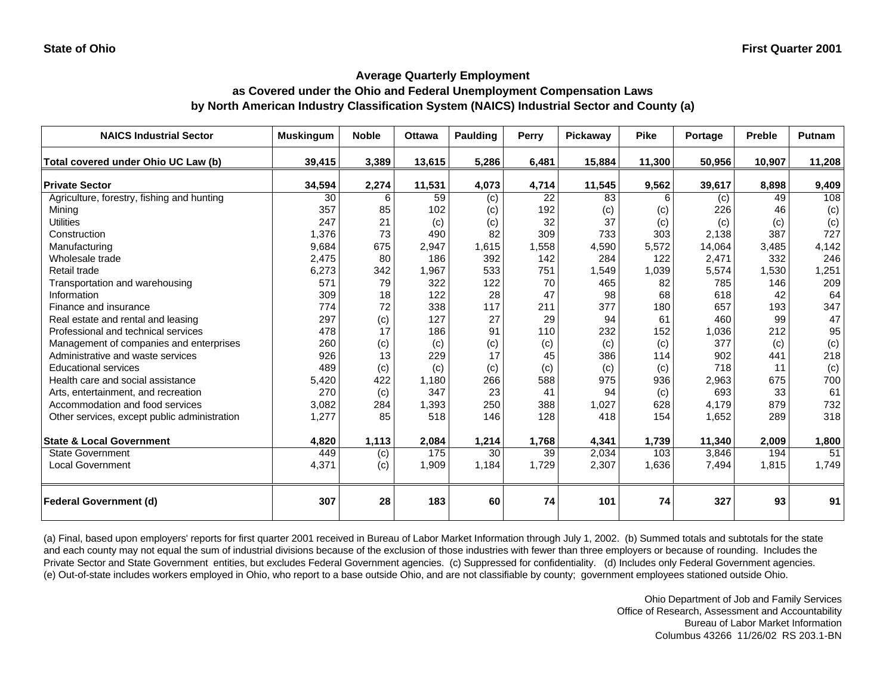State of Ohio | First Quarter 2001

## Average Quarterly Employment
## as Covered under the Ohio and Federal Unemployment Compensation Laws
## by North American Industry Classification System (NAICS) Industrial Sector and County (a)

| NAICS Industrial Sector | Muskingum | Noble | Ottawa | Paulding | Perry | Pickaway | Pike | Portage | Preble | Putnam |
|---|---|---|---|---|---|---|---|---|---|---|
| **Total covered under Ohio UC Law (b)** | **39,415** | **3,389** | **13,615** | **5,286** | **6,481** | **15,884** | **11,300** | **50,956** | **10,907** | **11,208** |
| **Private Sector** | **34,594** | **2,274** | **11,531** | **4,073** | **4,714** | **11,545** | **9,562** | **39,617** | **8,898** | **9,409** |
| Agriculture, forestry, fishing and hunting | 30 | 6 | 59 | (c) | 22 | 83 | 6 | (c) | 49 | 108 |
| Mining | 357 | 85 | 102 | (c) | 192 | (c) | (c) | 226 | 46 | (c) |
| Utilities | 247 | 21 | (c) | (c) | 32 | 37 | (c) | (c) | (c) | (c) |
| Construction | 1,376 | 73 | 490 | 82 | 309 | 733 | 303 | 2,138 | 387 | 727 |
| Manufacturing | 9,684 | 675 | 2,947 | 1,615 | 1,558 | 4,590 | 5,572 | 14,064 | 3,485 | 4,142 |
| Wholesale trade | 2,475 | 80 | 186 | 392 | 142 | 284 | 122 | 2,471 | 332 | 246 |
| Retail trade | 6,273 | 342 | 1,967 | 533 | 751 | 1,549 | 1,039 | 5,574 | 1,530 | 1,251 |
| Transportation and warehousing | 571 | 79 | 322 | 122 | 70 | 465 | 82 | 785 | 146 | 209 |
| Information | 309 | 18 | 122 | 28 | 47 | 98 | 68 | 618 | 42 | 64 |
| Finance and insurance | 774 | 72 | 338 | 117 | 211 | 377 | 180 | 657 | 193 | 347 |
| Real estate and rental and leasing | 297 | (c) | 127 | 27 | 29 | 94 | 61 | 460 | 99 | 47 |
| Professional and technical services | 478 | 17 | 186 | 91 | 110 | 232 | 152 | 1,036 | 212 | 95 |
| Management of companies and enterprises | 260 | (c) | (c) | (c) | (c) | (c) | (c) | 377 | (c) | (c) |
| Administrative and waste services | 926 | 13 | 229 | 17 | 45 | 386 | 114 | 902 | 441 | 218 |
| Educational services | 489 | (c) | (c) | (c) | (c) | (c) | (c) | 718 | 11 | (c) |
| Health care and social assistance | 5,420 | 422 | 1,180 | 266 | 588 | 975 | 936 | 2,963 | 675 | 700 |
| Arts, entertainment, and recreation | 270 | (c) | 347 | 23 | 41 | 94 | (c) | 693 | 33 | 61 |
| Accommodation and food services | 3,082 | 284 | 1,393 | 250 | 388 | 1,027 | 628 | 4,179 | 879 | 732 |
| Other services, except public administration | 1,277 | 85 | 518 | 146 | 128 | 418 | 154 | 1,652 | 289 | 318 |
| **State & Local Government** | **4,820** | **1,113** | **2,084** | **1,214** | **1,768** | **4,341** | **1,739** | **11,340** | **2,009** | **1,800** |
| State Government | 449 | (c) | 175 | 30 | 39 | 2,034 | 103 | 3,846 | 194 | 51 |
| Local Government | 4,371 | (c) | 1,909 | 1,184 | 1,729 | 2,307 | 1,636 | 7,494 | 1,815 | 1,749 |
| **Federal Government (d)** | **307** | **28** | **183** | **60** | **74** | **101** | **74** | **327** | **93** | **91** |

(a) Final, based upon employers' reports for first quarter 2001 received in Bureau of Labor Market Information through July 1, 2002. (b) Summed totals and subtotals for the state and each county may not equal the sum of industrial divisions because of the exclusion of those industries with fewer than three employers or because of rounding. Includes the Private Sector and State Government entities, but excludes Federal Government agencies. (c) Suppressed for confidentiality. (d) Includes only Federal Government agencies. (e) Out-of-state includes workers employed in Ohio, who report to a base outside Ohio, and are not classifiable by county; government employees stationed outside Ohio.

Ohio Department of Job and Family Services
Office of Research, Assessment and Accountability
Bureau of Labor Market Information
Columbus 43266 11/26/02 RS 203.1-BN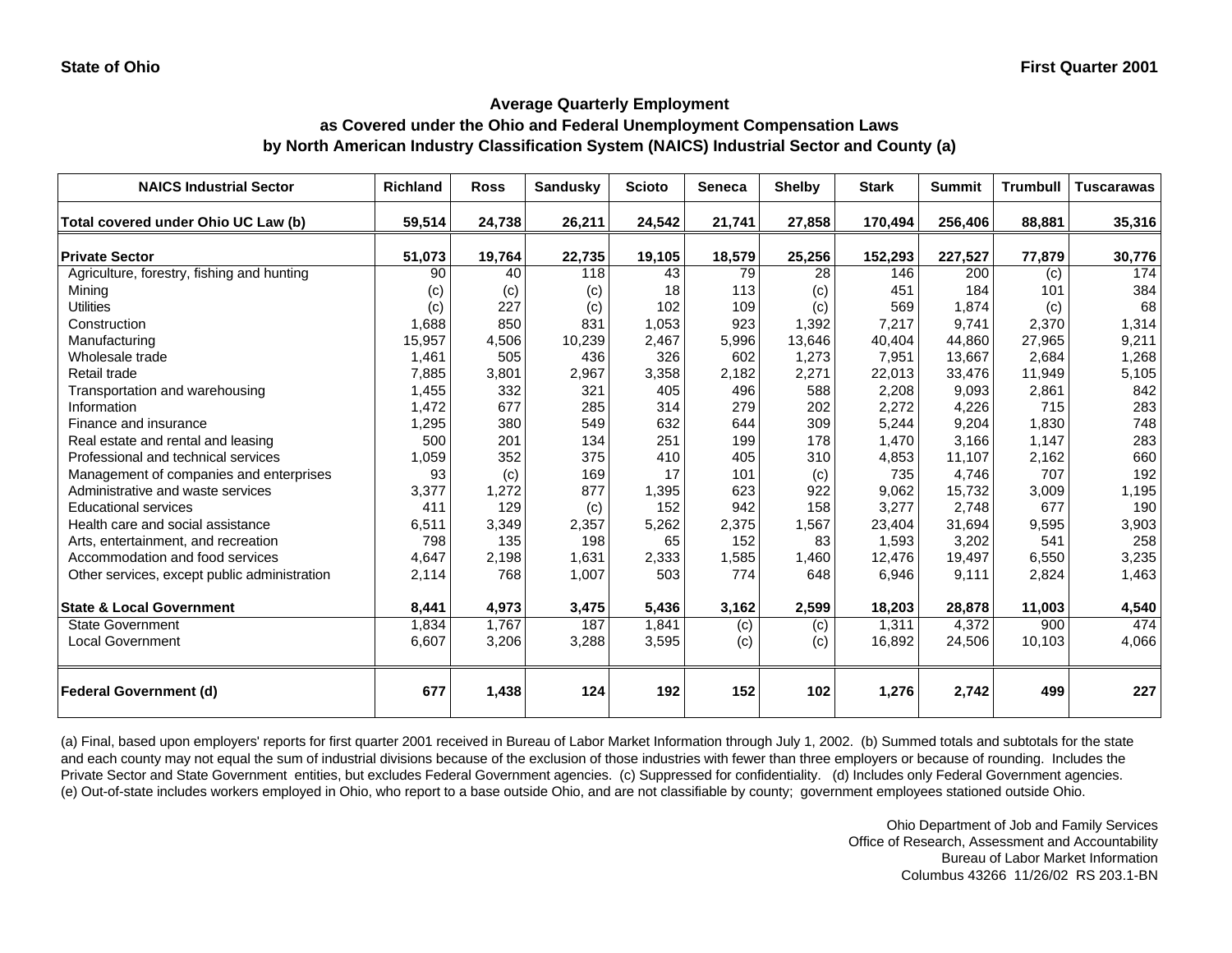State of Ohio — First Quarter 2001

## Average Quarterly Employment as Covered under the Ohio and Federal Unemployment Compensation Laws by North American Industry Classification System (NAICS) Industrial Sector and County (a)

| NAICS Industrial Sector | Richland | Ross | Sandusky | Scioto | Seneca | Shelby | Stark | Summit | Trumbull | Tuscarawas |
|---|---|---|---|---|---|---|---|---|---|---|
| **Total covered under Ohio UC Law (b)** | **59,514** | **24,738** | **26,211** | **24,542** | **21,741** | **27,858** | **170,494** | **256,406** | **88,881** | **35,316** |
| **Private Sector** | **51,073** | **19,764** | **22,735** | **19,105** | **18,579** | **25,256** | **152,293** | **227,527** | **77,879** | **30,776** |
| Agriculture, forestry, fishing and hunting | 90 | 40 | 118 | 43 | 79 | 28 | 146 | 200 | (c) | 174 |
| Mining | (c) | (c) | (c) | 18 | 113 | (c) | 451 | 184 | 101 | 384 |
| Utilities | (c) | 227 | (c) | 102 | 109 | (c) | 569 | 1,874 | (c) | 68 |
| Construction | 1,688 | 850 | 831 | 1,053 | 923 | 1,392 | 7,217 | 9,741 | 2,370 | 1,314 |
| Manufacturing | 15,957 | 4,506 | 10,239 | 2,467 | 5,996 | 13,646 | 40,404 | 44,860 | 27,965 | 9,211 |
| Wholesale trade | 1,461 | 505 | 436 | 326 | 602 | 1,273 | 7,951 | 13,667 | 2,684 | 1,268 |
| Retail trade | 7,885 | 3,801 | 2,967 | 3,358 | 2,182 | 2,271 | 22,013 | 33,476 | 11,949 | 5,105 |
| Transportation and warehousing | 1,455 | 332 | 321 | 405 | 496 | 588 | 2,208 | 9,093 | 2,861 | 842 |
| Information | 1,472 | 677 | 285 | 314 | 279 | 202 | 2,272 | 4,226 | 715 | 283 |
| Finance and insurance | 1,295 | 380 | 549 | 632 | 644 | 309 | 5,244 | 9,204 | 1,830 | 748 |
| Real estate and rental and leasing | 500 | 201 | 134 | 251 | 199 | 178 | 1,470 | 3,166 | 1,147 | 283 |
| Professional and technical services | 1,059 | 352 | 375 | 410 | 405 | 310 | 4,853 | 11,107 | 2,162 | 660 |
| Management of companies and enterprises | 93 | (c) | 169 | 17 | 101 | (c) | 735 | 4,746 | 707 | 192 |
| Administrative and waste services | 3,377 | 1,272 | 877 | 1,395 | 623 | 922 | 9,062 | 15,732 | 3,009 | 1,195 |
| Educational services | 411 | 129 | (c) | 152 | 942 | 158 | 3,277 | 2,748 | 677 | 190 |
| Health care and social assistance | 6,511 | 3,349 | 2,357 | 5,262 | 2,375 | 1,567 | 23,404 | 31,694 | 9,595 | 3,903 |
| Arts, entertainment, and recreation | 798 | 135 | 198 | 65 | 152 | 83 | 1,593 | 3,202 | 541 | 258 |
| Accommodation and food services | 4,647 | 2,198 | 1,631 | 2,333 | 1,585 | 1,460 | 12,476 | 19,497 | 6,550 | 3,235 |
| Other services, except public administration | 2,114 | 768 | 1,007 | 503 | 774 | 648 | 6,946 | 9,111 | 2,824 | 1,463 |
| **State & Local Government** | **8,441** | **4,973** | **3,475** | **5,436** | **3,162** | **2,599** | **18,203** | **28,878** | **11,003** | **4,540** |
| State Government | 1,834 | 1,767 | 187 | 1,841 | (c) | (c) | 1,311 | 4,372 | 900 | 474 |
| Local Government | 6,607 | 3,206 | 3,288 | 3,595 | (c) | (c) | 16,892 | 24,506 | 10,103 | 4,066 |
| **Federal Government (d)** | **677** | **1,438** | **124** | **192** | **152** | **102** | **1,276** | **2,742** | **499** | **227** |

(a) Final, based upon employers' reports for first quarter 2001 received in Bureau of Labor Market Information through July 1, 2002. (b) Summed totals and subtotals for the state and each county may not equal the sum of industrial divisions because of the exclusion of those industries with fewer than three employers or because of rounding. Includes the Private Sector and State Government entities, but excludes Federal Government agencies. (c) Suppressed for confidentiality. (d) Includes only Federal Government agencies. (e) Out-of-state includes workers employed in Ohio, who report to a base outside Ohio, and are not classifiable by county; government employees stationed outside Ohio.

Ohio Department of Job and Family Services
Office of Research, Assessment and Accountability
Bureau of Labor Market Information
Columbus 43266 11/26/02 RS 203.1-BN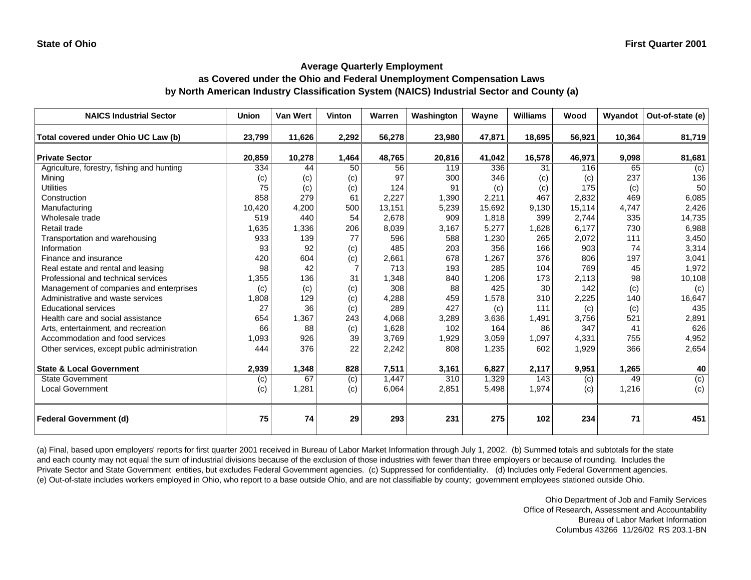State of Ohio

First Quarter 2001

# Average Quarterly Employment
## as Covered under the Ohio and Federal Unemployment Compensation Laws
## by North American Industry Classification System (NAICS) Industrial Sector and County (a)

| NAICS Industrial Sector | Union | Van Wert | Vinton | Warren | Washington | Wayne | Williams | Wood | Wyandot | Out-of-state (e) |
|---|---|---|---|---|---|---|---|---|---|---|
| **Total covered under Ohio UC Law (b)** | **23,799** | **11,626** | **2,292** | **56,278** | **23,980** | **47,871** | **18,695** | **56,921** | **10,364** | **81,719** |
| **Private Sector** | **20,859** | **10,278** | **1,464** | **48,765** | **20,816** | **41,042** | **16,578** | **46,971** | **9,098** | **81,681** |
| Agriculture, forestry, fishing and hunting | 334 | 44 | 50 | 56 | 119 | 336 | 31 | 116 | 65 | (c) |
| Mining | (c) | (c) | (c) | 97 | 300 | 346 | (c) | (c) | 237 | 136 |
| Utilities | 75 | (c) | (c) | 124 | 91 | (c) | (c) | 175 | (c) | 50 |
| Construction | 858 | 279 | 61 | 2,227 | 1,390 | 2,211 | 467 | 2,832 | 469 | 6,085 |
| Manufacturing | 10,420 | 4,200 | 500 | 13,151 | 5,239 | 15,692 | 9,130 | 15,114 | 4,747 | 2,426 |
| Wholesale trade | 519 | 440 | 54 | 2,678 | 909 | 1,818 | 399 | 2,744 | 335 | 14,735 |
| Retail trade | 1,635 | 1,336 | 206 | 8,039 | 3,167 | 5,277 | 1,628 | 6,177 | 730 | 6,988 |
| Transportation and warehousing | 933 | 139 | 77 | 596 | 588 | 1,230 | 265 | 2,072 | 111 | 3,450 |
| Information | 93 | 92 | (c) | 485 | 203 | 356 | 166 | 903 | 74 | 3,314 |
| Finance and insurance | 420 | 604 | (c) | 2,661 | 678 | 1,267 | 376 | 806 | 197 | 3,041 |
| Real estate and rental and leasing | 98 | 42 | 7 | 713 | 193 | 285 | 104 | 769 | 45 | 1,972 |
| Professional and technical services | 1,355 | 136 | 31 | 1,348 | 840 | 1,206 | 173 | 2,113 | 98 | 10,108 |
| Management of companies and enterprises | (c) | (c) | (c) | 308 | 88 | 425 | 30 | 142 | (c) | (c) |
| Administrative and waste services | 1,808 | 129 | (c) | 4,288 | 459 | 1,578 | 310 | 2,225 | 140 | 16,647 |
| Educational services | 27 | 36 | (c) | 289 | 427 | (c) | 111 | (c) | (c) | 435 |
| Health care and social assistance | 654 | 1,367 | 243 | 4,068 | 3,289 | 3,636 | 1,491 | 3,756 | 521 | 2,891 |
| Arts, entertainment, and recreation | 66 | 88 | (c) | 1,628 | 102 | 164 | 86 | 347 | 41 | 626 |
| Accommodation and food services | 1,093 | 926 | 39 | 3,769 | 1,929 | 3,059 | 1,097 | 4,331 | 755 | 4,952 |
| Other services, except public administration | 444 | 376 | 22 | 2,242 | 808 | 1,235 | 602 | 1,929 | 366 | 2,654 |
| **State & Local Government** | **2,939** | **1,348** | **828** | **7,511** | **3,161** | **6,827** | **2,117** | **9,951** | **1,265** | **40** |
| State Government | (c) | 67 | (c) | 1,447 | 310 | 1,329 | 143 | (c) | 49 | (c) |
| Local Government | (c) | 1,281 | (c) | 6,064 | 2,851 | 5,498 | 1,974 | (c) | 1,216 | (c) |
| **Federal Government (d)** | **75** | **74** | **29** | **293** | **231** | **275** | **102** | **234** | **71** | **451** |

(a) Final, based upon employers' reports for first quarter 2001 received in Bureau of Labor Market Information through July 1, 2002. (b) Summed totals and subtotals for the state and each county may not equal the sum of industrial divisions because of the exclusion of those industries with fewer than three employers or because of rounding. Includes the Private Sector and State Government entities, but excludes Federal Government agencies. (c) Suppressed for confidentiality. (d) Includes only Federal Government agencies. (e) Out-of-state includes workers employed in Ohio, who report to a base outside Ohio, and are not classifiable by county; government employees stationed outside Ohio.

Ohio Department of Job and Family Services
Office of Research, Assessment and Accountability
Bureau of Labor Market Information
Columbus 43266 11/26/02 RS 203.1-BN